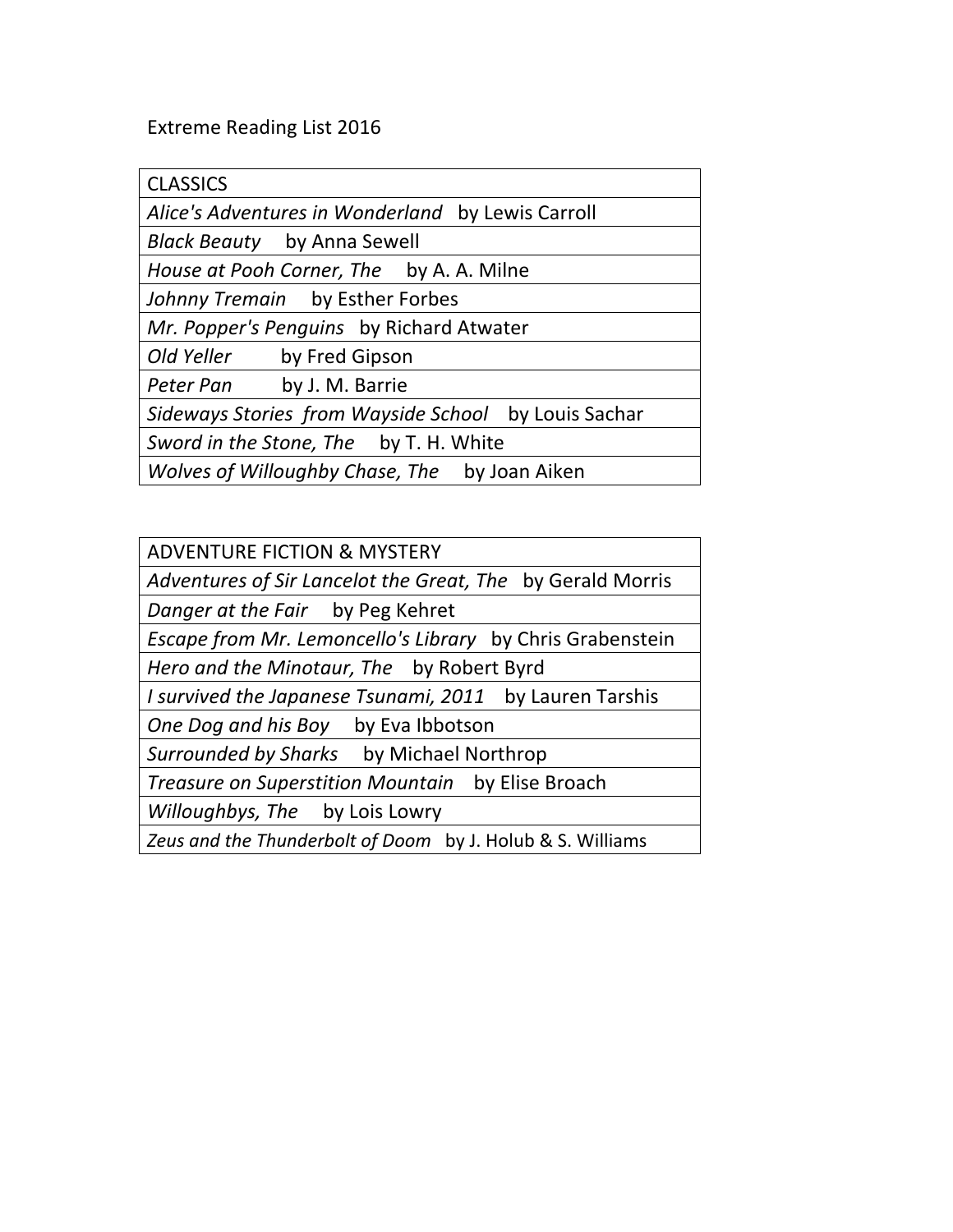Extreme Reading List 2016

| CLASSICS |
| --- |
| *Alice's Adventures in Wonderland* by Lewis Carroll |
| *Black Beauty* by Anna Sewell |
| *House at Pooh Corner, The* by A. A. Milne |
| *Johnny Tremain* by Esther Forbes |
| *Mr. Popper's Penguins* by Richard Atwater |
| *Old Yeller* by Fred Gipson |
| *Peter Pan* by J. M. Barrie |
| *Sideways Stories from Wayside School* by Louis Sachar |
| *Sword in the Stone, The* by T. H. White |
| *Wolves of Willoughby Chase, The* by Joan Aiken |

| ADVENTURE FICTION & MYSTERY |
| --- |
| *Adventures of Sir Lancelot the Great, The* by Gerald Morris |
| *Danger at the Fair* by Peg Kehret |
| *Escape from Mr. Lemoncello's Library* by Chris Grabenstein |
| *Hero and the Minotaur, The* by Robert Byrd |
| *I survived the Japanese Tsunami, 2011* by Lauren Tarshis |
| *One Dog and his Boy* by Eva Ibbotson |
| *Surrounded by Sharks* by Michael Northrop |
| *Treasure on Superstition Mountain* by Elise Broach |
| *Willoughbys, The* by Lois Lowry |
| *Zeus and the Thunderbolt of Doom* by J. Holub & S. Williams |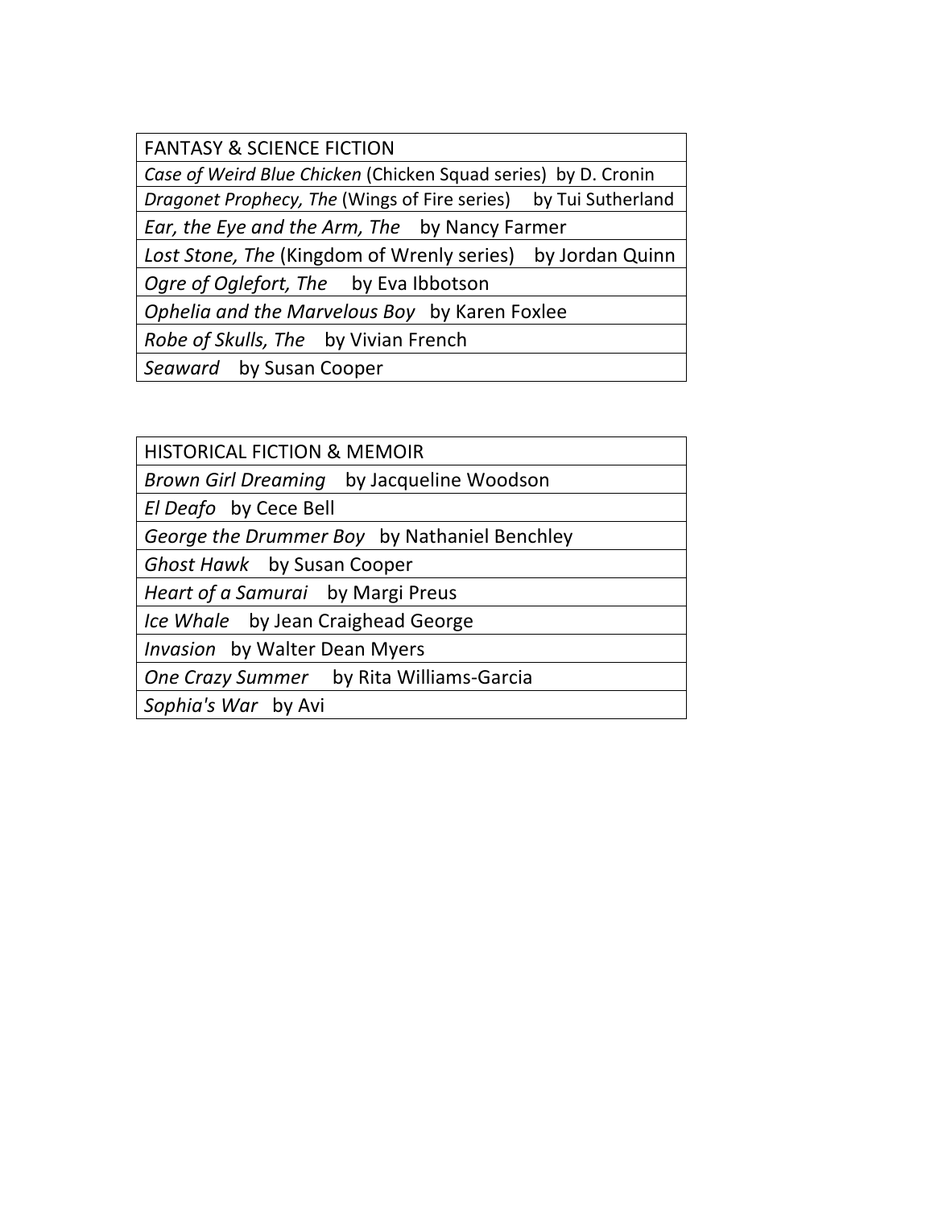| FANTASY & SCIENCE FICTION |
| --- |
| *Case of Weird Blue Chicken* (Chicken Squad series) by D. Cronin |
| *Dragonet Prophecy, The* (Wings of Fire series) by Tui Sutherland |
| *Ear, the Eye and the Arm, The* by Nancy Farmer |
| *Lost Stone, The* (Kingdom of Wrenly series) by Jordan Quinn |
| *Ogre of Oglefort, The* by Eva Ibbotson |
| *Ophelia and the Marvelous Boy* by Karen Foxlee |
| *Robe of Skulls, The* by Vivian French |
| *Seaward* by Susan Cooper |

| HISTORICAL FICTION & MEMOIR |
| --- |
| *Brown Girl Dreaming* by Jacqueline Woodson |
| *El Deafo* by Cece Bell |
| *George the Drummer Boy* by Nathaniel Benchley |
| *Ghost Hawk* by Susan Cooper |
| *Heart of a Samurai* by Margi Preus |
| *Ice Whale* by Jean Craighead George |
| *Invasion* by Walter Dean Myers |
| *One Crazy Summer* by Rita Williams-Garcia |
| *Sophia's War* by Avi |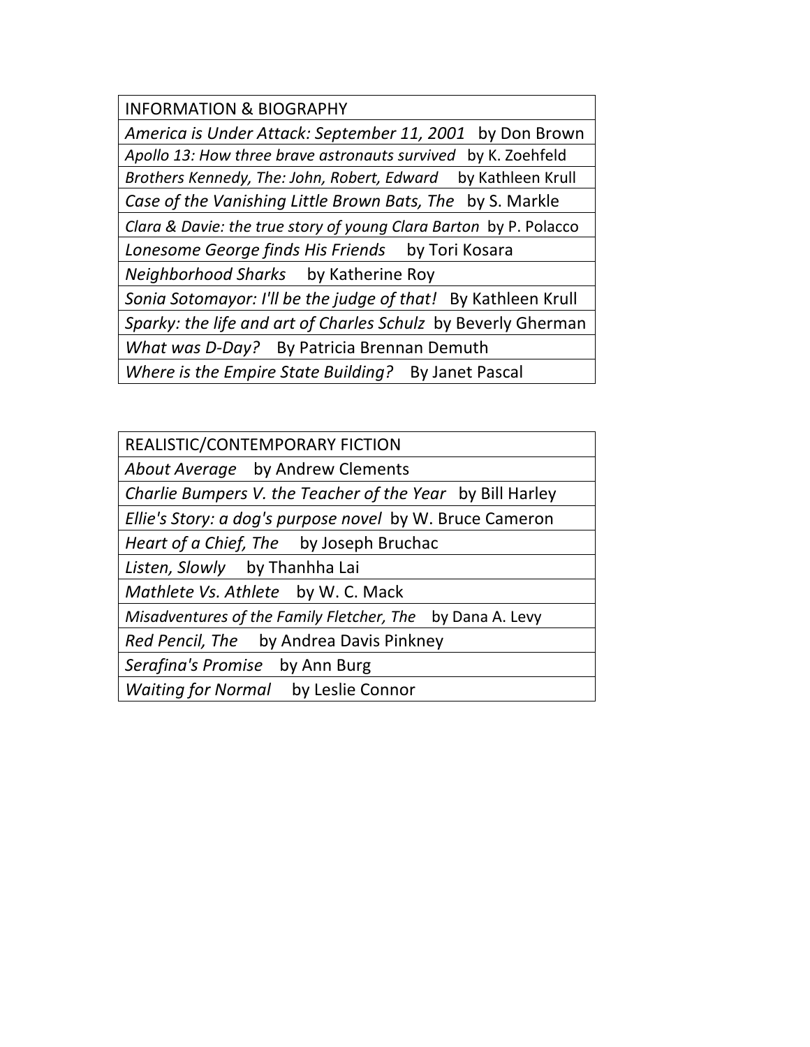| INFORMATION & BIOGRAPHY |
| --- |
| *America is Under Attack: September 11, 2001* by Don Brown |
| *Apollo 13: How three brave astronauts survived* by K. Zoehfeld |
| *Brothers Kennedy, The: John, Robert, Edward* by Kathleen Krull |
| *Case of the Vanishing Little Brown Bats, The* by S. Markle |
| *Clara & Davie: the true story of young Clara Barton* by P. Polacco |
| *Lonesome George finds His Friends* by Tori Kosara |
| *Neighborhood Sharks* by Katherine Roy |
| *Sonia Sotomayor: I'll be the judge of that!* By Kathleen Krull |
| *Sparky: the life and art of Charles Schulz* by Beverly Gherman |
| *What was D-Day?* By Patricia Brennan Demuth |
| *Where is the Empire State Building?* By Janet Pascal |

| REALISTIC/CONTEMPORARY FICTION |
| --- |
| *About Average* by Andrew Clements |
| *Charlie Bumpers V. the Teacher of the Year* by Bill Harley |
| *Ellie's Story: a dog's purpose novel* by W. Bruce Cameron |
| *Heart of a Chief, The* by Joseph Bruchac |
| *Listen, Slowly* by Thanhha Lai |
| *Mathlete Vs. Athlete* by W. C. Mack |
| *Misadventures of the Family Fletcher, The* by Dana A. Levy |
| *Red Pencil, The* by Andrea Davis Pinkney |
| *Serafina's Promise* by Ann Burg |
| *Waiting for Normal* by Leslie Connor |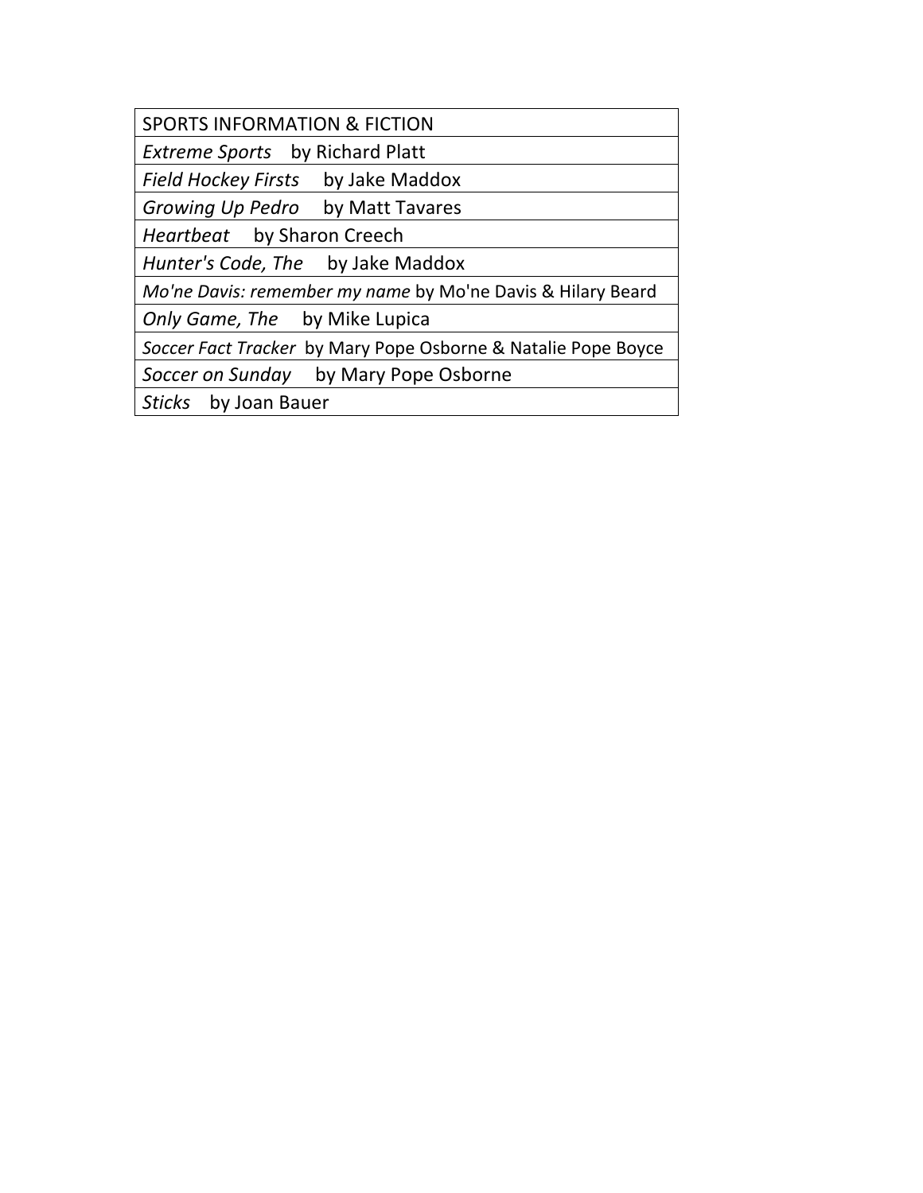| SPORTS INFORMATION & FICTION |
| --- |
| *Extreme Sports* by Richard Platt |
| *Field Hockey Firsts* by Jake Maddox |
| *Growing Up Pedro* by Matt Tavares |
| *Heartbeat* by Sharon Creech |
| *Hunter's Code, The* by Jake Maddox |
| *Mo'ne Davis: remember my name* by Mo'ne Davis & Hilary Beard |
| *Only Game, The* by Mike Lupica |
| *Soccer Fact Tracker* by Mary Pope Osborne & Natalie Pope Boyce |
| *Soccer on Sunday* by Mary Pope Osborne |
| *Sticks* by Joan Bauer |